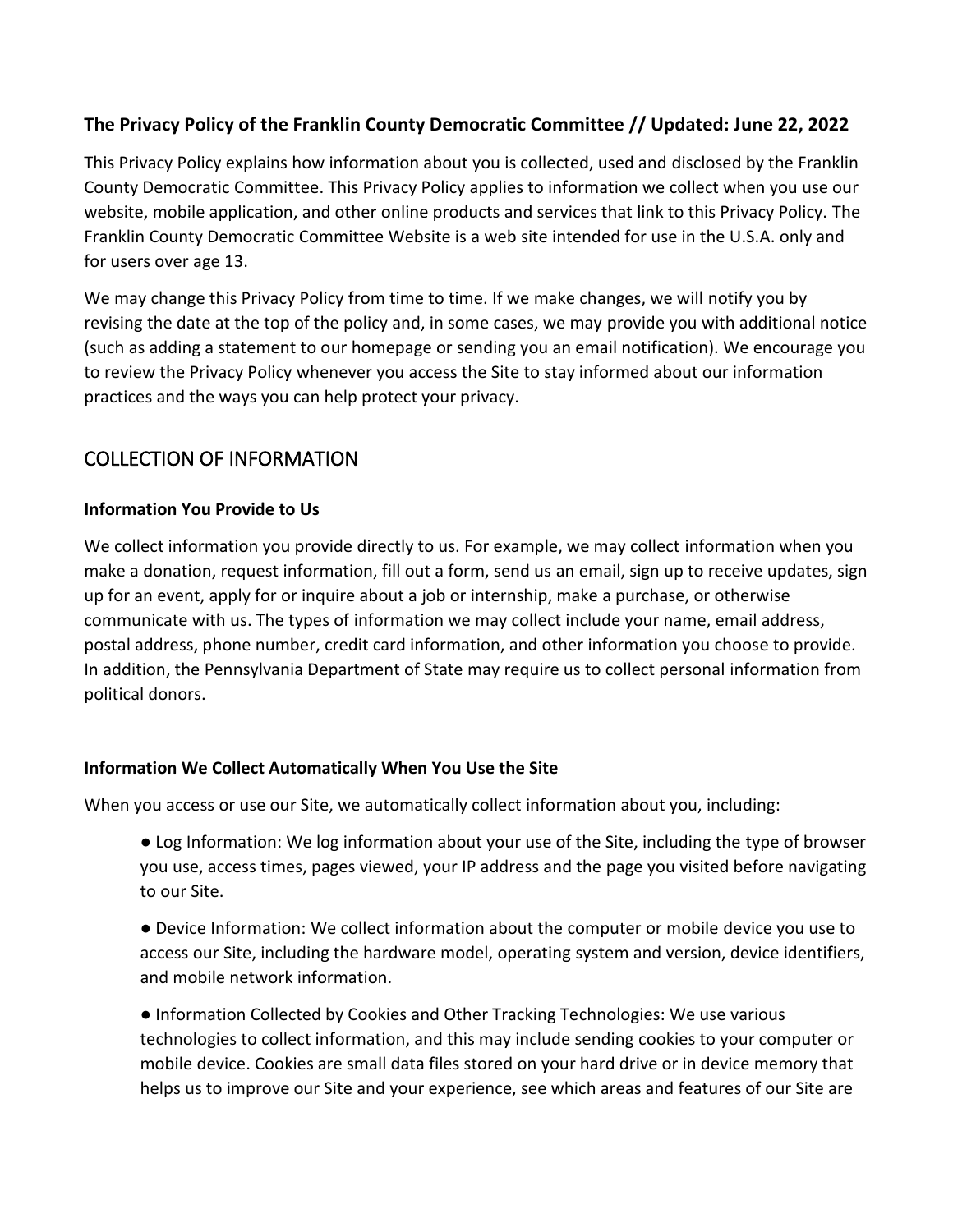**The Privacy Policy of the Franklin County Democratic Committee // Updated: June 22, 2022**

This Privacy Policy explains how information about you is collected, used and disclosed by the Franklin County Democratic Committee. This Privacy Policy applies to information we collect when you use our website, mobile application, and other online products and services that link to this Privacy Policy. The Franklin County Democratic Committee Website is a web site intended for use in the U.S.A. only and for users over age 13.

We may change this Privacy Policy from time to time. If we make changes, we will notify you by revising the date at the top of the policy and, in some cases, we may provide you with additional notice (such as adding a statement to our homepage or sending you an email notification). We encourage you to review the Privacy Policy whenever you access the Site to stay informed about our information practices and the ways you can help protect your privacy.

## COLLECTION OF INFORMATION

**Information You Provide to Us**

We collect information you provide directly to us. For example, we may collect information when you make a donation, request information, fill out a form, send us an email, sign up to receive updates, sign up for an event, apply for or inquire about a job or internship, make a purchase, or otherwise communicate with us. The types of information we may collect include your name, email address, postal address, phone number, credit card information, and other information you choose to provide. In addition, the Pennsylvania Department of State may require us to collect personal information from political donors.

**Information We Collect Automatically When You Use the Site**

When you access or use our Site, we automatically collect information about you, including:

- Log Information: We log information about your use of the Site, including the type of browser you use, access times, pages viewed, your IP address and the page you visited before navigating to our Site.
- Device Information: We collect information about the computer or mobile device you use to access our Site, including the hardware model, operating system and version, device identifiers, and mobile network information.
- Information Collected by Cookies and Other Tracking Technologies: We use various technologies to collect information, and this may include sending cookies to your computer or mobile device. Cookies are small data files stored on your hard drive or in device memory that helps us to improve our Site and your experience, see which areas and features of our Site are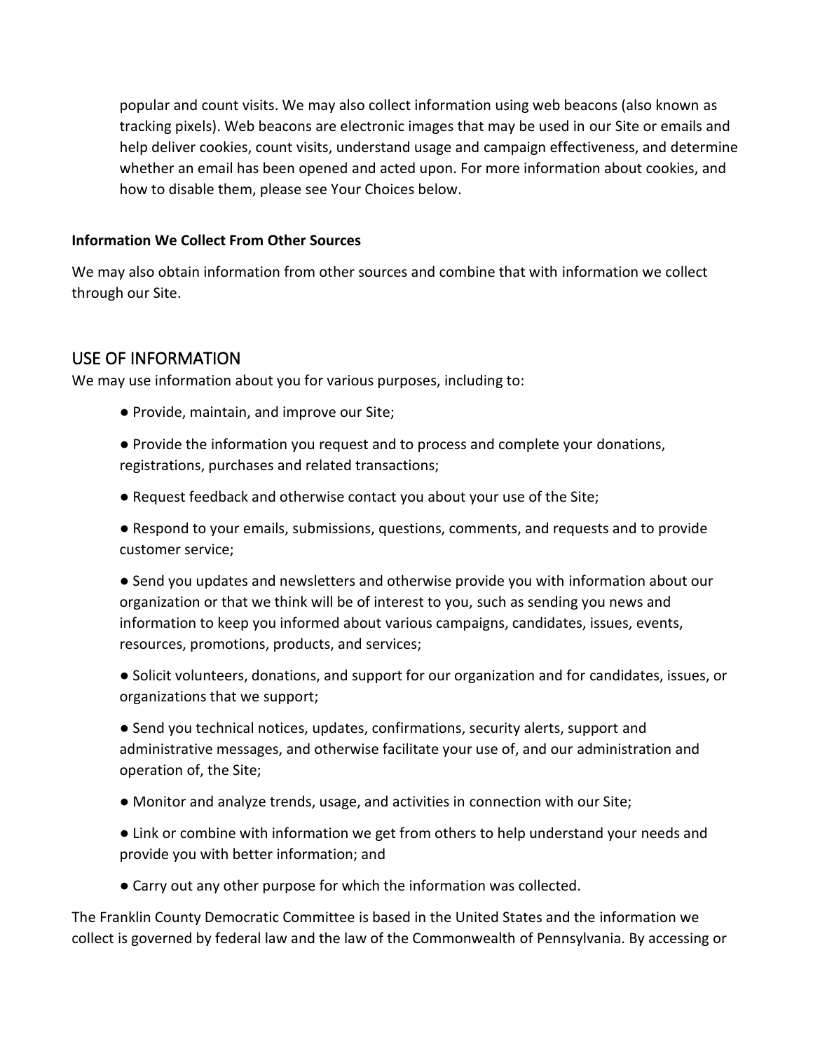popular and count visits. We may also collect information using web beacons (also known as tracking pixels). Web beacons are electronic images that may be used in our Site or emails and help deliver cookies, count visits, understand usage and campaign effectiveness, and determine whether an email has been opened and acted upon. For more information about cookies, and how to disable them, please see Your Choices below.

**Information We Collect From Other Sources**

We may also obtain information from other sources and combine that with information we collect through our Site.

## USE OF INFORMATION

We may use information about you for various purposes, including to:

- Provide, maintain, and improve our Site;
- Provide the information you request and to process and complete your donations, registrations, purchases and related transactions;
- Request feedback and otherwise contact you about your use of the Site;
- Respond to your emails, submissions, questions, comments, and requests and to provide customer service;
- Send you updates and newsletters and otherwise provide you with information about our organization or that we think will be of interest to you, such as sending you news and information to keep you informed about various campaigns, candidates, issues, events, resources, promotions, products, and services;
- Solicit volunteers, donations, and support for our organization and for candidates, issues, or organizations that we support;
- Send you technical notices, updates, confirmations, security alerts, support and administrative messages, and otherwise facilitate your use of, and our administration and operation of, the Site;
- Monitor and analyze trends, usage, and activities in connection with our Site;
- Link or combine with information we get from others to help understand your needs and provide you with better information; and
- Carry out any other purpose for which the information was collected.

The Franklin County Democratic Committee is based in the United States and the information we collect is governed by federal law and the law of the Commonwealth of Pennsylvania. By accessing or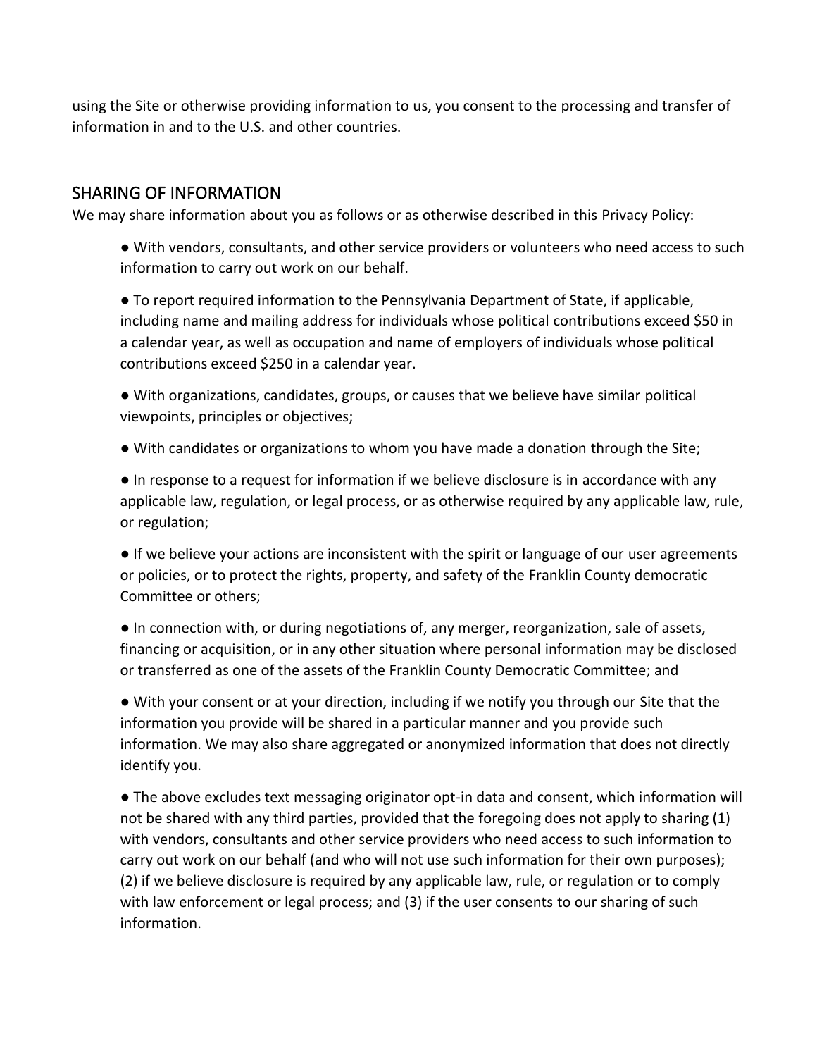using the Site or otherwise providing information to us, you consent to the processing and transfer of information in and to the U.S. and other countries.

## SHARING OF INFORMATION

We may share information about you as follows or as otherwise described in this Privacy Policy:

- With vendors, consultants, and other service providers or volunteers who need access to such information to carry out work on our behalf.
- To report required information to the Pennsylvania Department of State, if applicable, including name and mailing address for individuals whose political contributions exceed $50 in a calendar year, as well as occupation and name of employers of individuals whose political contributions exceed $250 in a calendar year.
- With organizations, candidates, groups, or causes that we believe have similar political viewpoints, principles or objectives;
- With candidates or organizations to whom you have made a donation through the Site;
- In response to a request for information if we believe disclosure is in accordance with any applicable law, regulation, or legal process, or as otherwise required by any applicable law, rule, or regulation;
- If we believe your actions are inconsistent with the spirit or language of our user agreements or policies, or to protect the rights, property, and safety of the Franklin County democratic Committee or others;
- In connection with, or during negotiations of, any merger, reorganization, sale of assets, financing or acquisition, or in any other situation where personal information may be disclosed or transferred as one of the assets of the Franklin County Democratic Committee; and
- With your consent or at your direction, including if we notify you through our Site that the information you provide will be shared in a particular manner and you provide such information. We may also share aggregated or anonymized information that does not directly identify you.
- The above excludes text messaging originator opt-in data and consent, which information will not be shared with any third parties, provided that the foregoing does not apply to sharing (1) with vendors, consultants and other service providers who need access to such information to carry out work on our behalf (and who will not use such information for their own purposes); (2) if we believe disclosure is required by any applicable law, rule, or regulation or to comply with law enforcement or legal process; and (3) if the user consents to our sharing of such information.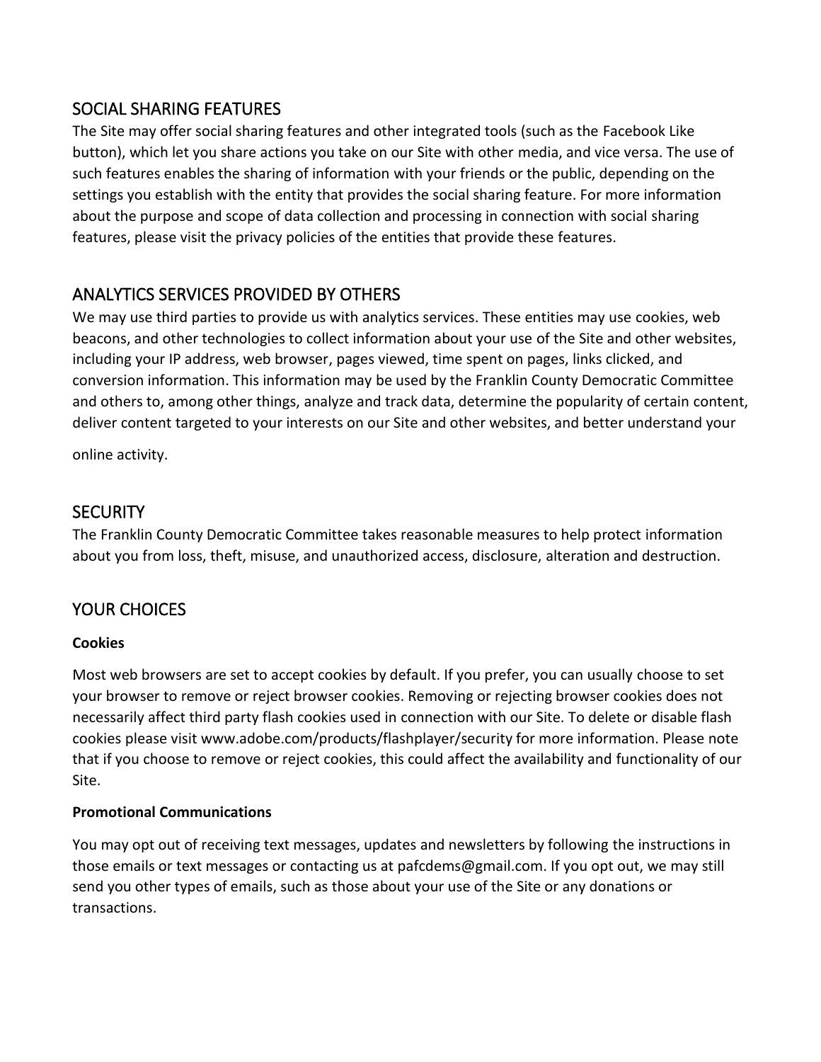## SOCIAL SHARING FEATURES

The Site may offer social sharing features and other integrated tools (such as the Facebook Like button), which let you share actions you take on our Site with other media, and vice versa. The use of such features enables the sharing of information with your friends or the public, depending on the settings you establish with the entity that provides the social sharing feature. For more information about the purpose and scope of data collection and processing in connection with social sharing features, please visit the privacy policies of the entities that provide these features.

## ANALYTICS SERVICES PROVIDED BY OTHERS

We may use third parties to provide us with analytics services. These entities may use cookies, web beacons, and other technologies to collect information about your use of the Site and other websites, including your IP address, web browser, pages viewed, time spent on pages, links clicked, and conversion information. This information may be used by the Franklin County Democratic Committee and others to, among other things, analyze and track data, determine the popularity of certain content, deliver content targeted to your interests on our Site and other websites, and better understand your online activity.

## SECURITY

The Franklin County Democratic Committee takes reasonable measures to help protect information about you from loss, theft, misuse, and unauthorized access, disclosure, alteration and destruction.

## YOUR CHOICES

**Cookies**

Most web browsers are set to accept cookies by default. If you prefer, you can usually choose to set your browser to remove or reject browser cookies. Removing or rejecting browser cookies does not necessarily affect third party flash cookies used in connection with our Site. To delete or disable flash cookies please visit www.adobe.com/products/flashplayer/security for more information. Please note that if you choose to remove or reject cookies, this could affect the availability and functionality of our Site.

**Promotional Communications**

You may opt out of receiving text messages, updates and newsletters by following the instructions in those emails or text messages or contacting us at pafcdems@gmail.com. If you opt out, we may still send you other types of emails, such as those about your use of the Site or any donations or transactions.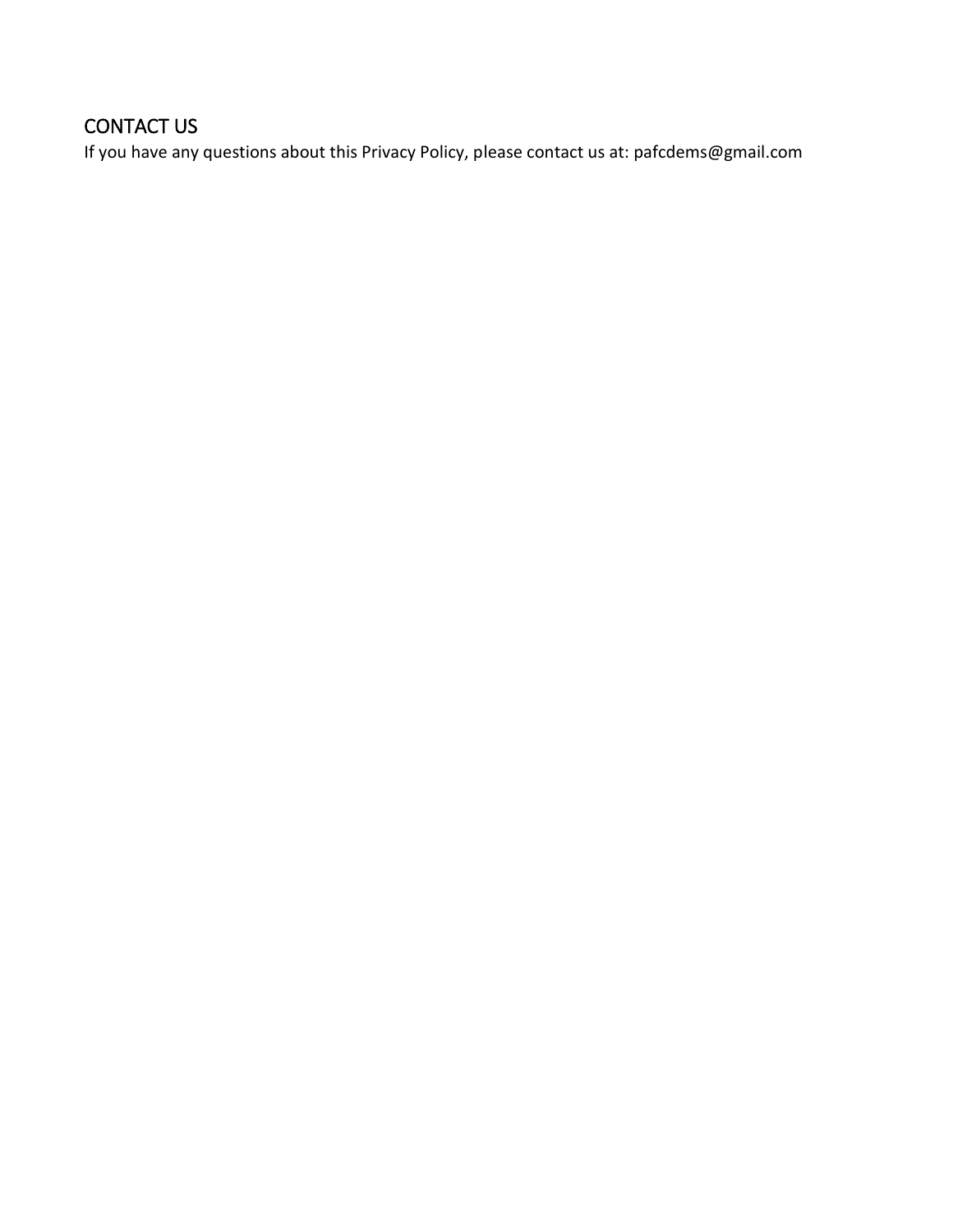## CONTACT US

If you have any questions about this Privacy Policy, please contact us at: pafcdems@gmail.com